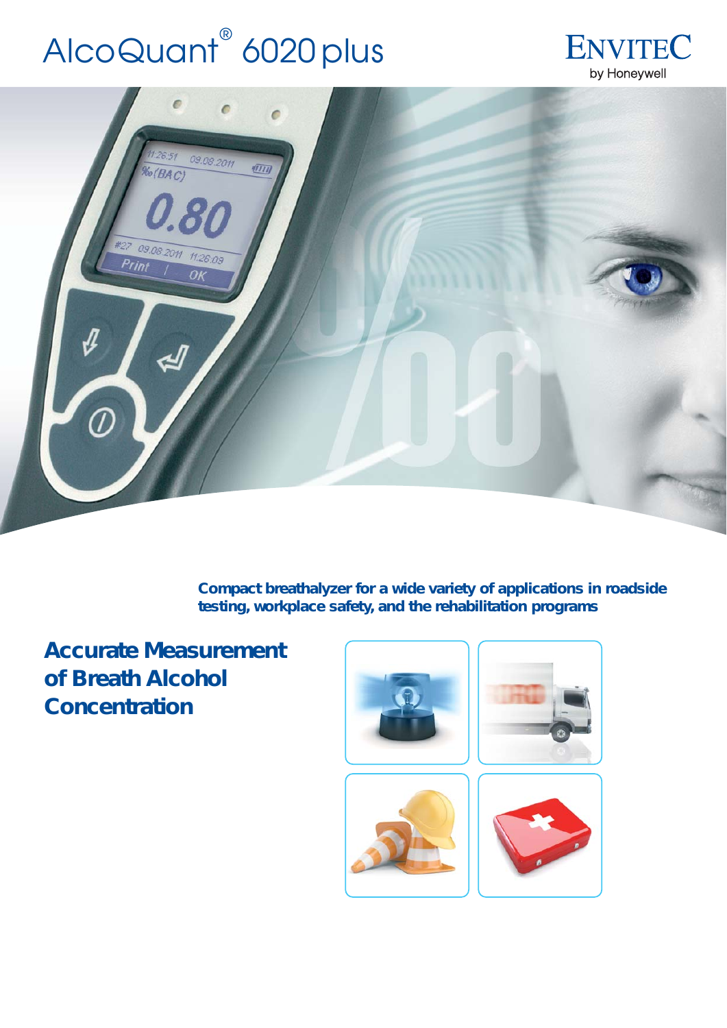# AlcoQuant® 6020 plus

ENVITEC by Honeywell

**Compact breathalyzer for a wide variety of applications in roadside testing, workplace safety, and the rehabilitation programs**

## Accurate Measurement of Breath Alcohol Concentration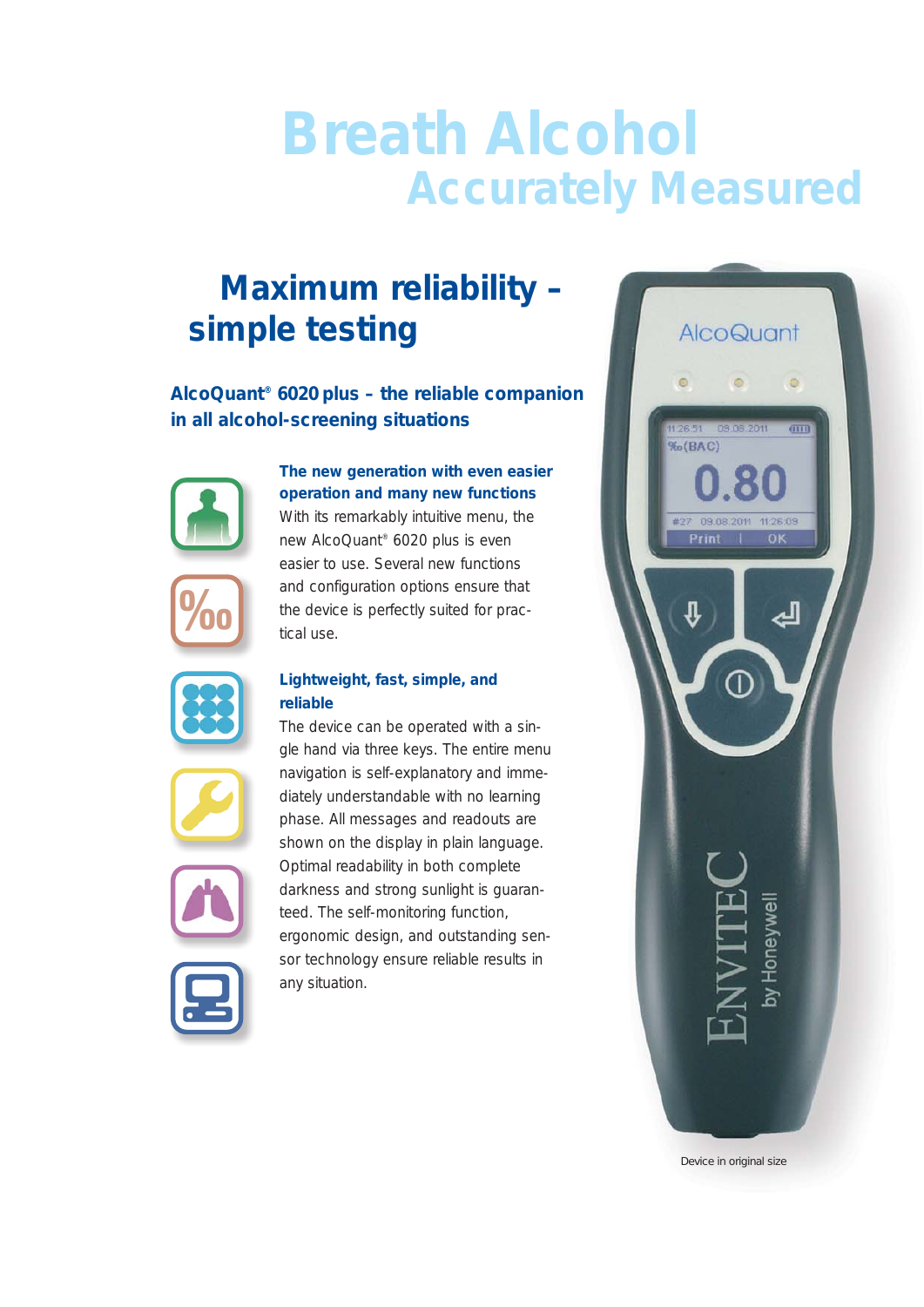# Breath Alcohol
## Accurately Measured

## Maximum reliability – simple testing

### AlcoQuant® 6020 plus – the reliable companion in all alcohol-screening situations

**The new generation with even easier operation and many new functions**

With its remarkably intuitive menu, the new AlcoQuant® 6020 plus is even easier to use. Several new functions and configuration options ensure that the device is perfectly suited for practical use.

**Lightweight, fast, simple, and reliable**

The device can be operated with a single hand via three keys. The entire menu navigation is self-explanatory and immediately understandable with no learning phase. All messages and readouts are shown on the display in plain language. Optimal readability in both complete darkness and strong sunlight is guaranteed. The self-monitoring function, ergonomic design, and outstanding sensor technology ensure reliable results in any situation.

Device in original size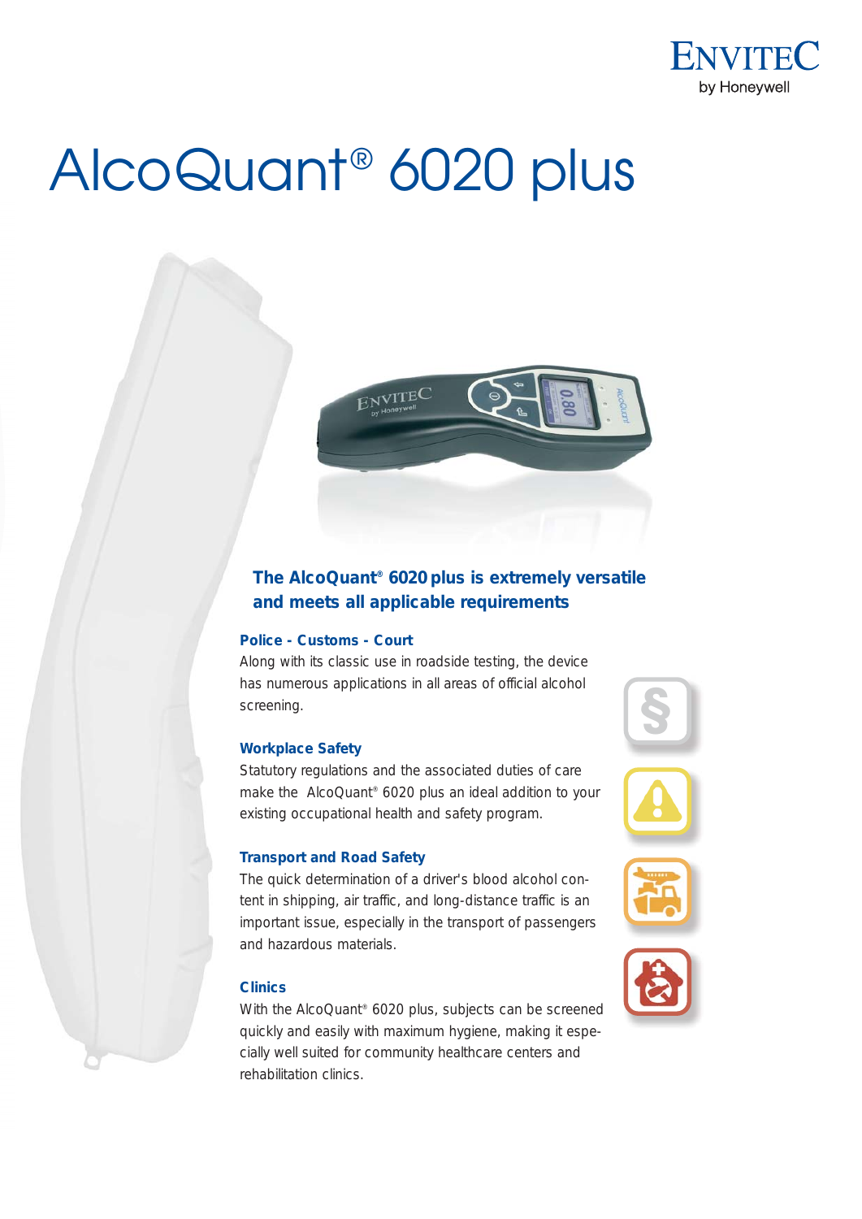# AlcoQuant® 6020 plus

## The AlcoQuant® 6020 plus is extremely versatile and meets all applicable requirements

### Police - Customs - Court

Along with its classic use in roadside testing, the device has numerous applications in all areas of official alcohol screening.

### Workplace Safety

Statutory regulations and the associated duties of care make the AlcoQuant® 6020 plus an ideal addition to your existing occupational health and safety program.

### Transport and Road Safety

The quick determination of a driver's blood alcohol content in shipping, air traffic, and long-distance traffic is an important issue, especially in the transport of passengers and hazardous materials.

### Clinics

With the AlcoQuant® 6020 plus, subjects can be screened quickly and easily with maximum hygiene, making it especially well suited for community healthcare centers and rehabilitation clinics.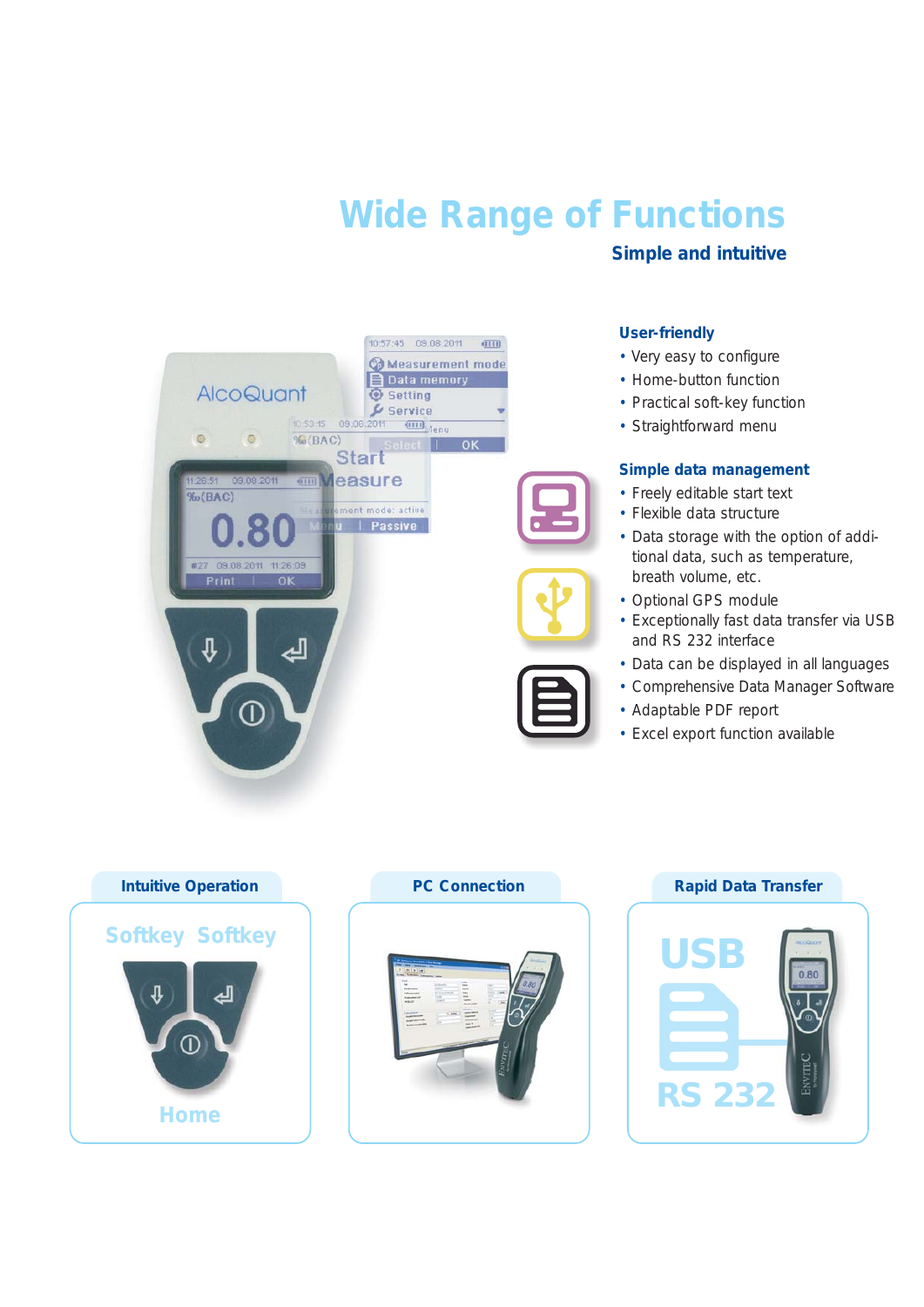# Wide Range of Functions

## Simple and intuitive

### User-friendly

- Very easy to configure
- Home-button function
- Practical soft-key function
- Straightforward menu

### Simple data management

- Freely editable start text
- Flexible data structure
- Data storage with the option of additional data, such as temperature, breath volume, etc.
- Optional GPS module
- Exceptionally fast data transfer via USB and RS 232 interface
- Data can be displayed in all languages
- Comprehensive Data Manager Software
- Adaptable PDF report
- Excel export function available

**Intuitive Operation**

Softkey Softkey

Home

**PC Connection**

**Rapid Data Transfer**

USB

RS 232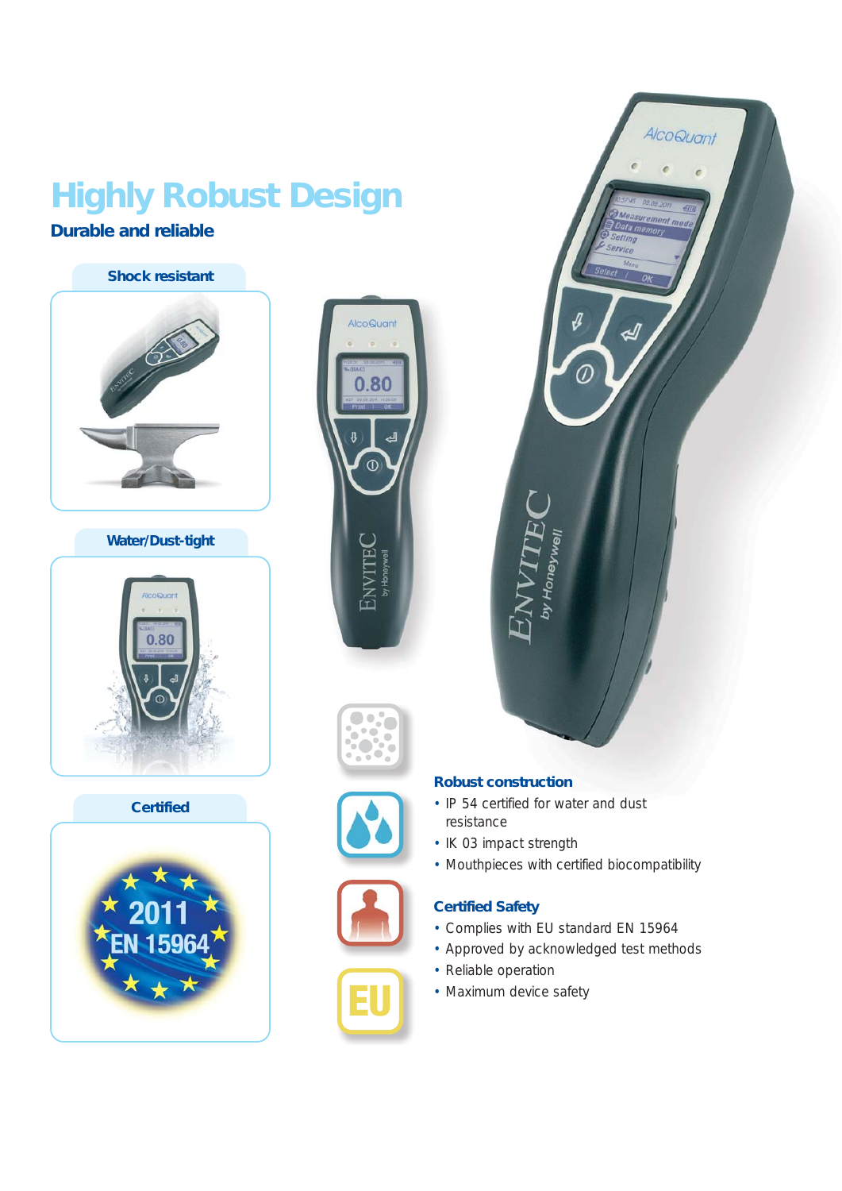# Highly Robust Design

## Durable and reliable

**Shock resistant**

**Water/Dust-tight**

**Certified**

### Robust construction

- IP 54 certified for water and dust resistance
- IK 03 impact strength
- Mouthpieces with certified biocompatibility

### Certified Safety

- Complies with EU standard EN 15964
- Approved by acknowledged test methods
- Reliable operation
- Maximum device safety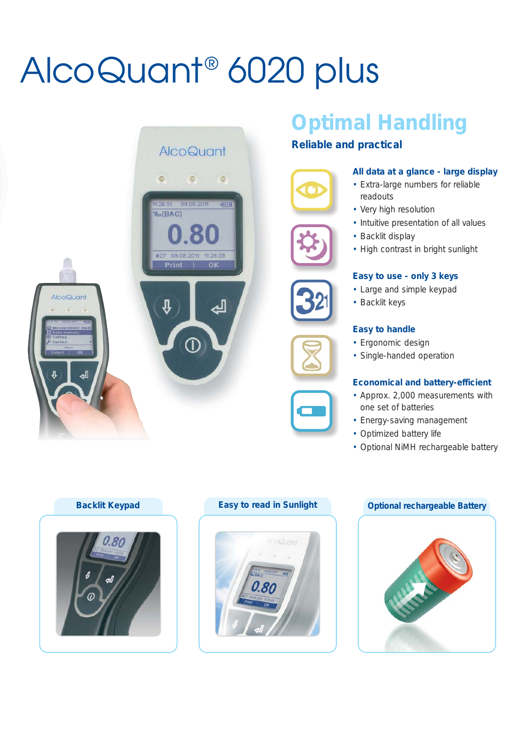# AlcoQuant® 6020 plus

## Optimal Handling

**Reliable and practical**

### All data at a glance - large display

- Extra-large numbers for reliable readouts
- Very high resolution
- Intuitive presentation of all values
- Backlit display
- High contrast in bright sunlight

### Easy to use - only 3 keys

- Large and simple keypad
- Backlit keys

### Easy to handle

- Ergonomic design
- Single-handed operation

### Economical and battery-efficient

- Approx. 2,000 measurements with one set of batteries
- Energy-saving management
- Optimized battery life
- Optional NiMH rechargeable battery

**Backlit Keypad**

**Easy to read in Sunlight**

**Optional rechargeable Battery**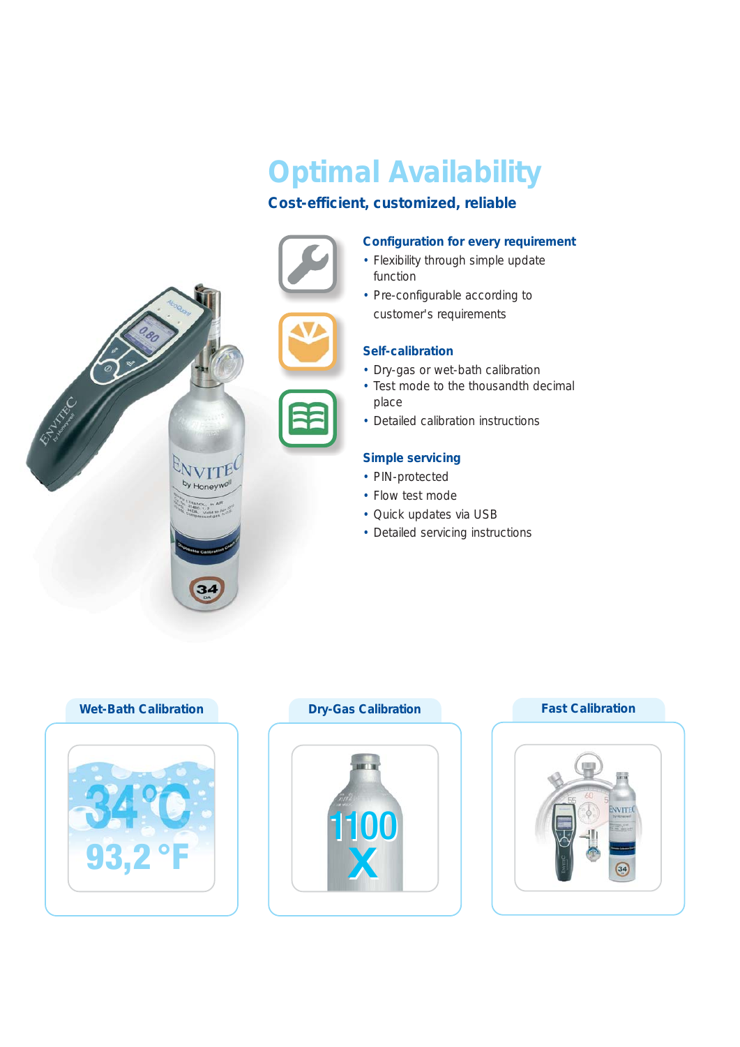# Optimal Availability

## Cost-efficient, customized, reliable

### Configuration for every requirement

- Flexibility through simple update function
- Pre-configurable according to customer's requirements

### Self-calibration

- Dry-gas or wet-bath calibration
- Test mode to the thousandth decimal place
- Detailed calibration instructions

### Simple servicing

- PIN-protected
- Flow test mode
- Quick updates via USB
- Detailed servicing instructions

**Wet-Bath Calibration**

34 °C
93,2 °F

**Dry-Gas Calibration**

1100
X

**Fast Calibration**